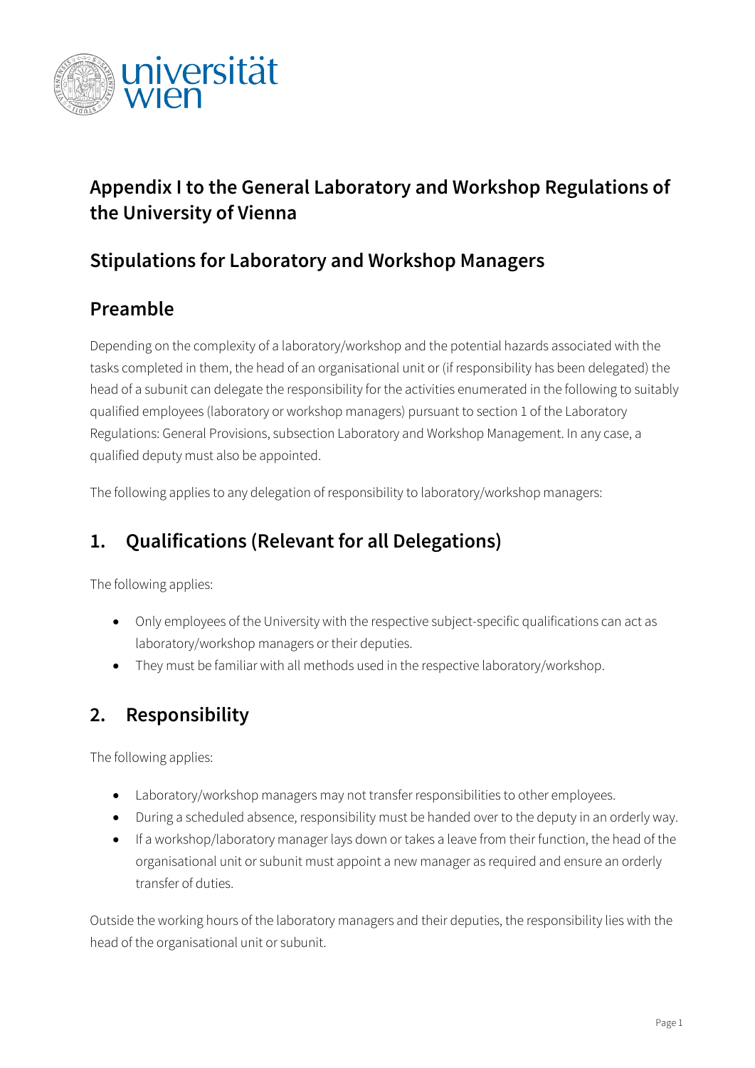# Appendix I to the General Laboratory and Workshop Regulations of the University of Vienna

## Stipulations for Laboratory and Workshop Managers

## Preamble

Depending on the complexity of a laboratory/workshop and the potential hazards associated with the tasks completed in them, the head of an organisational unit or (if responsibility has been delegated) the head of a subunit can delegate the responsibility for the activities enumerated in the following to suitably qualified employees (laboratory or workshop managers) pursuant to section 1 of the Laboratory Regulations: General Provisions, subsection Laboratory and Workshop Management. In any case, a qualified deputy must also be appointed.

The following applies to any delegation of responsibility to laboratory/workshop managers:

## 1. Qualifications (Relevant for all Delegations)

The following applies:

- Only employees of the University with the respective subject-specific qualifications can act as laboratory/workshop managers or their deputies.
- They must be familiar with all methods used in the respective laboratory/workshop.

## 2. Responsibility

The following applies:

- Laboratory/workshop managers may not transfer responsibilities to other employees.
- During a scheduled absence, responsibility must be handed over to the deputy in an orderly way.
- If a workshop/laboratory manager lays down or takes a leave from their function, the head of the organisational unit or subunit must appoint a new manager as required and ensure an orderly transfer of duties.

Outside the working hours of the laboratory managers and their deputies, the responsibility lies with the head of the organisational unit or subunit.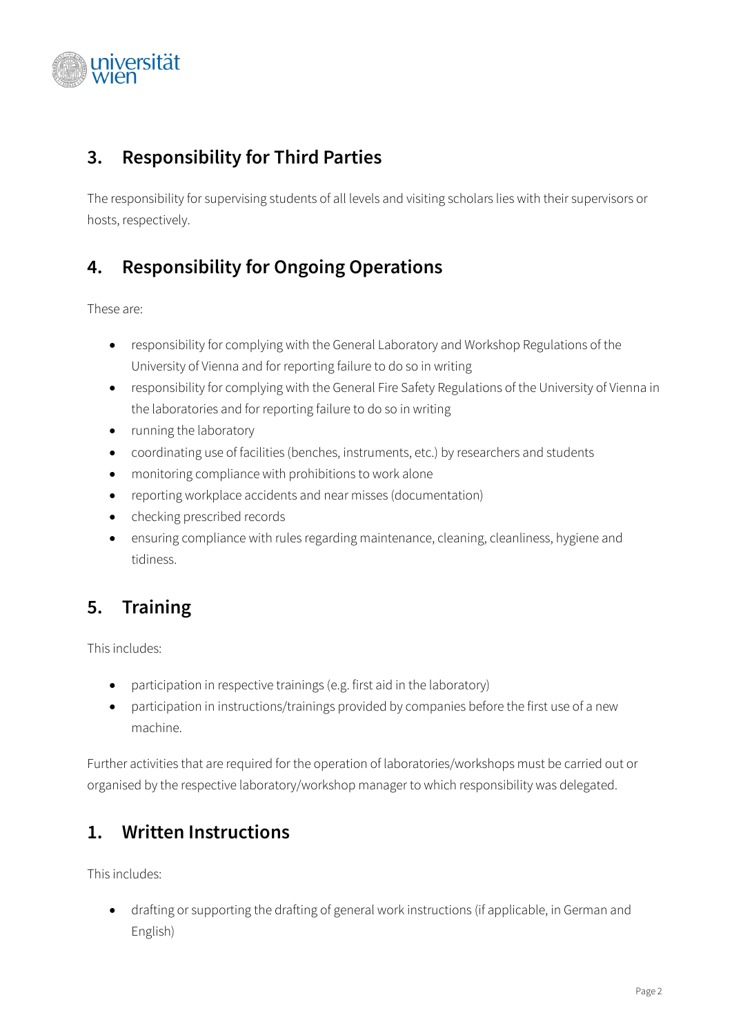## 3. Responsibility for Third Parties

The responsibility for supervising students of all levels and visiting scholars lies with their supervisors or hosts, respectively.

## 4. Responsibility for Ongoing Operations

These are:

- responsibility for complying with the General Laboratory and Workshop Regulations of the University of Vienna and for reporting failure to do so in writing
- responsibility for complying with the General Fire Safety Regulations of the University of Vienna in the laboratories and for reporting failure to do so in writing
- running the laboratory
- coordinating use of facilities (benches, instruments, etc.) by researchers and students
- monitoring compliance with prohibitions to work alone
- reporting workplace accidents and near misses (documentation)
- checking prescribed records
- ensuring compliance with rules regarding maintenance, cleaning, cleanliness, hygiene and tidiness.

## 5. Training

This includes:

- participation in respective trainings (e.g. first aid in the laboratory)
- participation in instructions/trainings provided by companies before the first use of a new machine.

Further activities that are required for the operation of laboratories/workshops must be carried out or organised by the respective laboratory/workshop manager to which responsibility was delegated.

## 1. Written Instructions

This includes:

- drafting or supporting the drafting of general work instructions (if applicable, in German and English)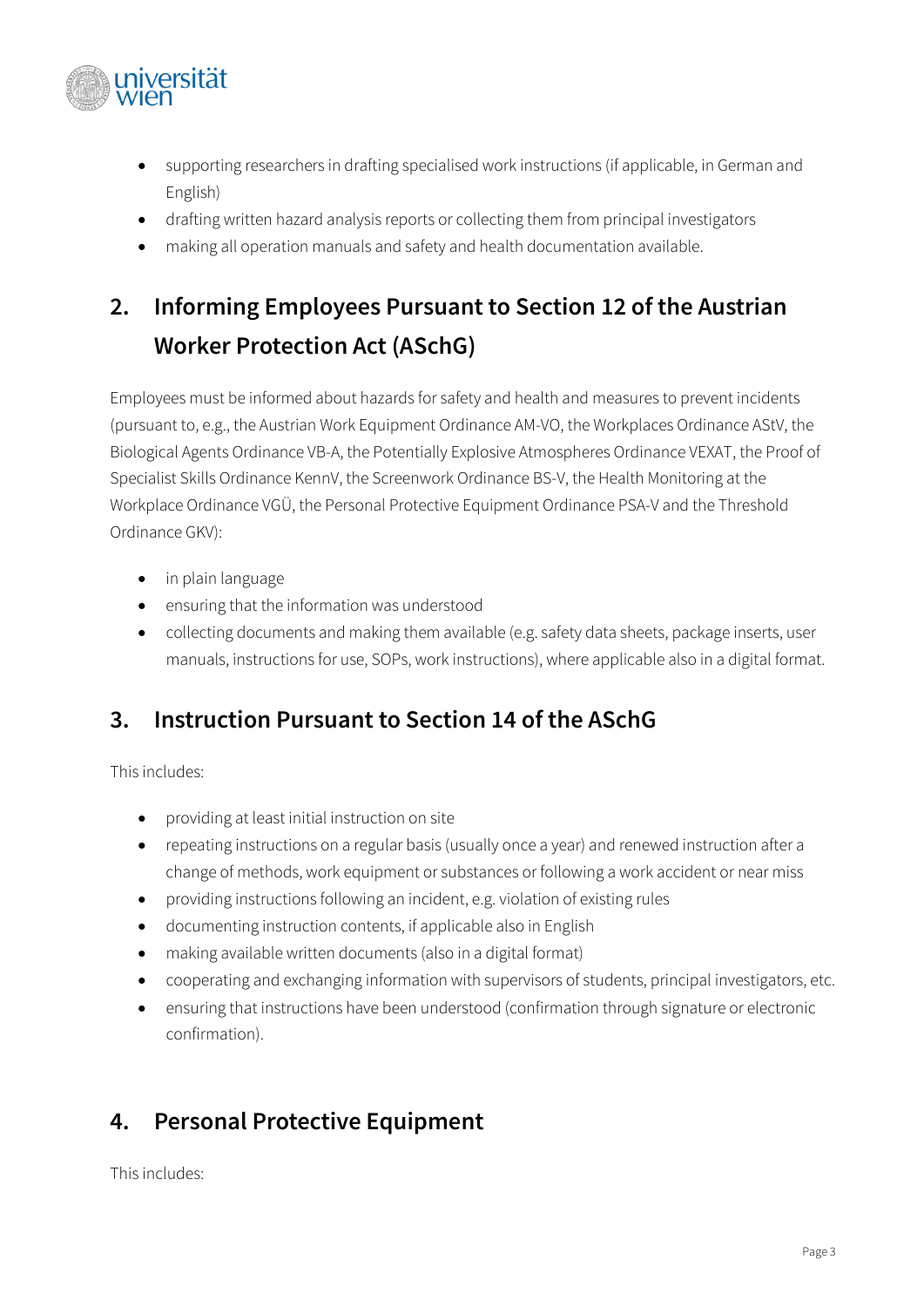- supporting researchers in drafting specialised work instructions (if applicable, in German and English)
- drafting written hazard analysis reports or collecting them from principal investigators
- making all operation manuals and safety and health documentation available.

## 2. Informing Employees Pursuant to Section 12 of the Austrian Worker Protection Act (ASchG)

Employees must be informed about hazards for safety and health and measures to prevent incidents (pursuant to, e.g., the Austrian Work Equipment Ordinance AM-VO, the Workplaces Ordinance AStV, the Biological Agents Ordinance VB-A, the Potentially Explosive Atmospheres Ordinance VEXAT, the Proof of Specialist Skills Ordinance KennV, the Screenwork Ordinance BS-V, the Health Monitoring at the Workplace Ordinance VGÜ, the Personal Protective Equipment Ordinance PSA-V and the Threshold Ordinance GKV):

- in plain language
- ensuring that the information was understood
- collecting documents and making them available (e.g. safety data sheets, package inserts, user manuals, instructions for use, SOPs, work instructions), where applicable also in a digital format.

## 3. Instruction Pursuant to Section 14 of the ASchG

This includes:

- providing at least initial instruction on site
- repeating instructions on a regular basis (usually once a year) and renewed instruction after a change of methods, work equipment or substances or following a work accident or near miss
- providing instructions following an incident, e.g. violation of existing rules
- documenting instruction contents, if applicable also in English
- making available written documents (also in a digital format)
- cooperating and exchanging information with supervisors of students, principal investigators, etc.
- ensuring that instructions have been understood (confirmation through signature or electronic confirmation).

## 4. Personal Protective Equipment

This includes: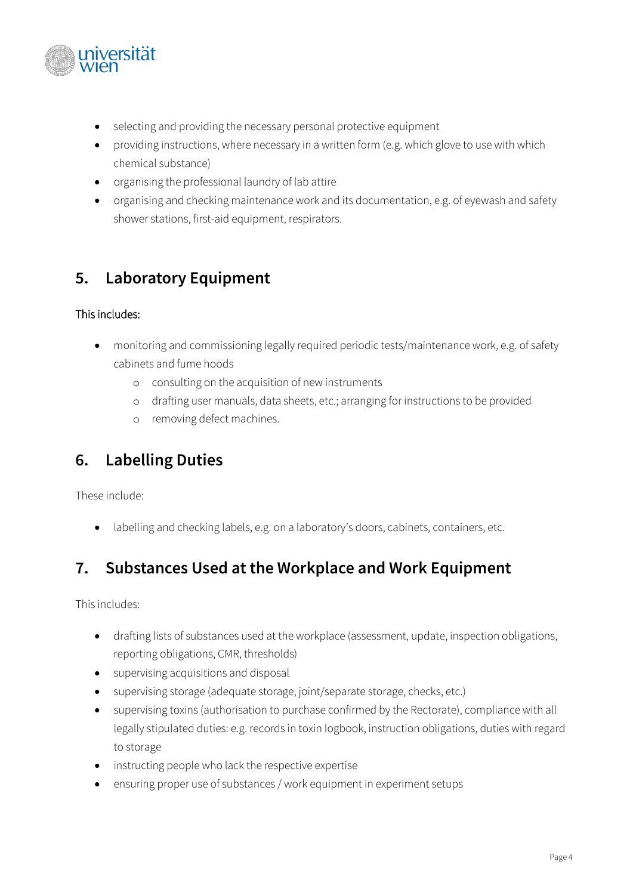- selecting and providing the necessary personal protective equipment
- providing instructions, where necessary in a written form (e.g. which glove to use with which chemical substance)
- organising the professional laundry of lab attire
- organising and checking maintenance work and its documentation, e.g. of eyewash and safety shower stations, first-aid equipment, respirators.

## 5. Laboratory Equipment

This includes:

- monitoring and commissioning legally required periodic tests/maintenance work, e.g. of safety cabinets and fume hoods
  - consulting on the acquisition of new instruments
  - drafting user manuals, data sheets, etc.; arranging for instructions to be provided
  - removing defect machines.

## 6. Labelling Duties

These include:

- labelling and checking labels, e.g. on a laboratory's doors, cabinets, containers, etc.

## 7. Substances Used at the Workplace and Work Equipment

This includes:

- drafting lists of substances used at the workplace (assessment, update, inspection obligations, reporting obligations, CMR, thresholds)
- supervising acquisitions and disposal
- supervising storage (adequate storage, joint/separate storage, checks, etc.)
- supervising toxins (authorisation to purchase confirmed by the Rectorate), compliance with all legally stipulated duties: e.g. records in toxin logbook, instruction obligations, duties with regard to storage
- instructing people who lack the respective expertise
- ensuring proper use of substances / work equipment in experiment setups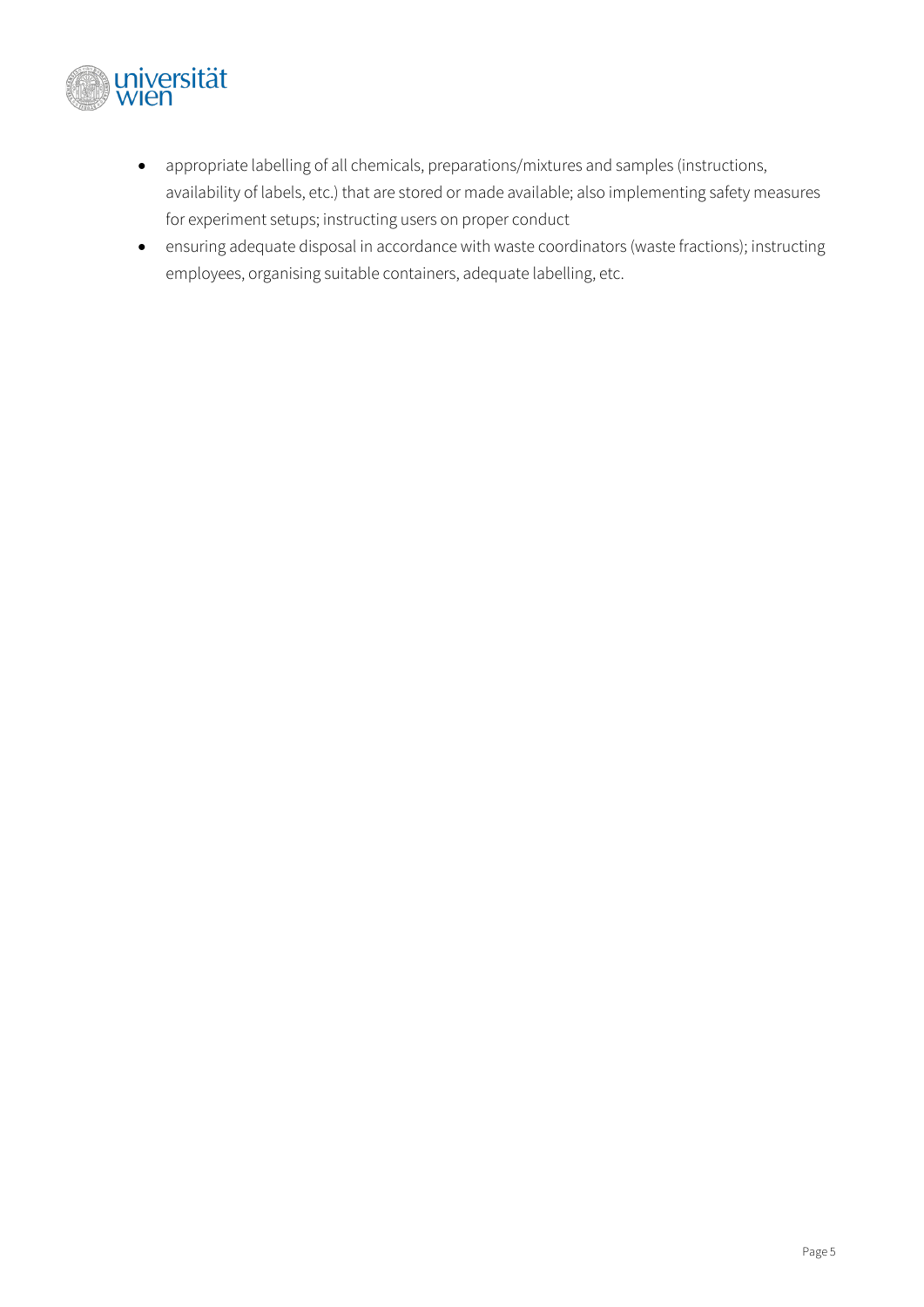- appropriate labelling of all chemicals, preparations/mixtures and samples (instructions, availability of labels, etc.) that are stored or made available; also implementing safety measures for experiment setups; instructing users on proper conduct
- ensuring adequate disposal in accordance with waste coordinators (waste fractions); instructing employees, organising suitable containers, adequate labelling, etc.